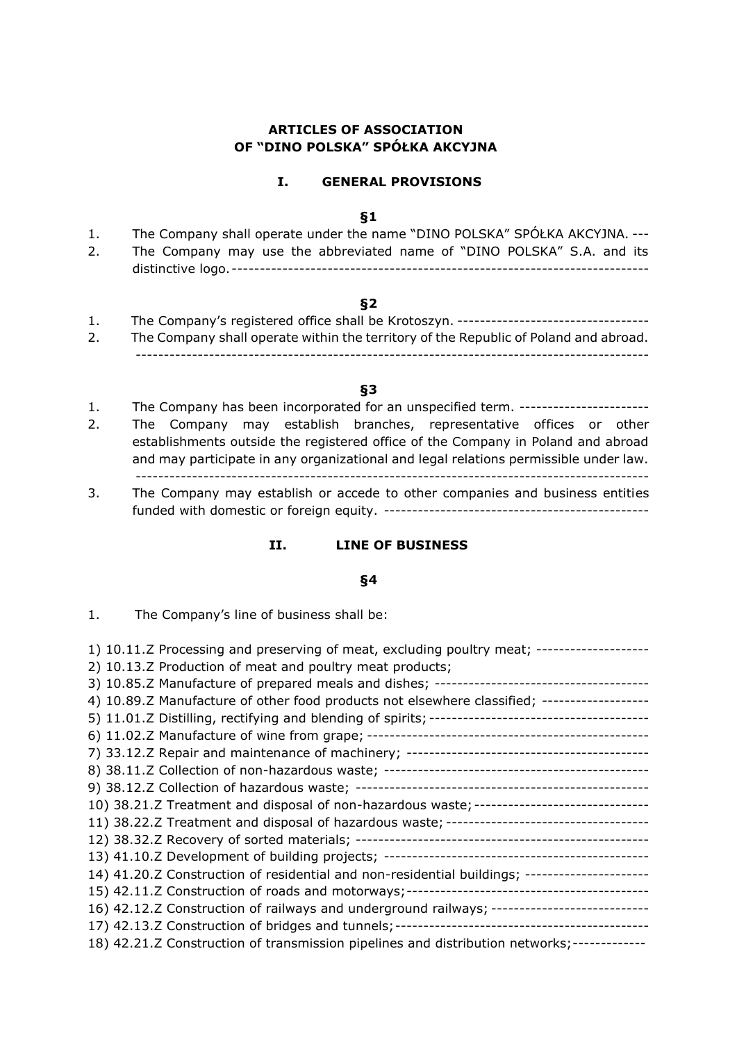# ARTICLES OF ASSOCIATION OF "DINO POLSKA" SPÓŁKA AKCYJNA

## I. GENERAL PROVISIONS

### §1

1. The Company shall operate under the name "DINO POLSKA" SPÓŁKA AKCYJNA. ---
2. The Company may use the abbreviated name of "DINO POLSKA" S.A. and its distinctive logo. -----------------------------------------------------------------------

### §2

1. The Company's registered office shall be Krotoszyn. ----------------------------------
2. The Company shall operate within the territory of the Republic of Poland and abroad. ------------------------------------------------------------------------------------------

### §3

1. The Company has been incorporated for an unspecified term. -----------------------
2. The Company may establish branches, representative offices or other establishments outside the registered office of the Company in Poland and abroad and may participate in any organizational and legal relations permissible under law. ------------------------------------------------------------------------------------------
3. The Company may establish or accede to other companies and business entities funded with domestic or foreign equity. -----------------------------------------------

## II. LINE OF BUSINESS

### §4

1. The Company's line of business shall be:

1) 10.11.Z Processing and preserving of meat, excluding poultry meat; --------------------
2) 10.13.Z Production of meat and poultry meat products;
3) 10.85.Z Manufacture of prepared meals and dishes; --------------------------------------
4) 10.89.Z Manufacture of other food products not elsewhere classified; -------------------
5) 11.01.Z Distilling, rectifying and blending of spirits; ---------------------------------------
6) 11.02.Z Manufacture of wine from grape; --------------------------------------------------
7) 33.12.Z Repair and maintenance of machinery; -------------------------------------------
8) 38.11.Z Collection of non-hazardous waste; -----------------------------------------------
9) 38.12.Z Collection of hazardous waste; ----------------------------------------------------
10) 38.21.Z Treatment and disposal of non-hazardous waste; -------------------------------
11) 38.22.Z Treatment and disposal of hazardous waste; ------------------------------------
12) 38.32.Z Recovery of sorted materials; ----------------------------------------------------
13) 41.10.Z Development of building projects; -----------------------------------------------
14) 41.20.Z Construction of residential and non-residential buildings; ----------------------
15) 42.11.Z Construction of roads and motorways; -------------------------------------------
16) 42.12.Z Construction of railways and underground railways; ----------------------------
17) 42.13.Z Construction of bridges and tunnels; ---------------------------------------------
18) 42.21.Z Construction of transmission pipelines and distribution networks; -------------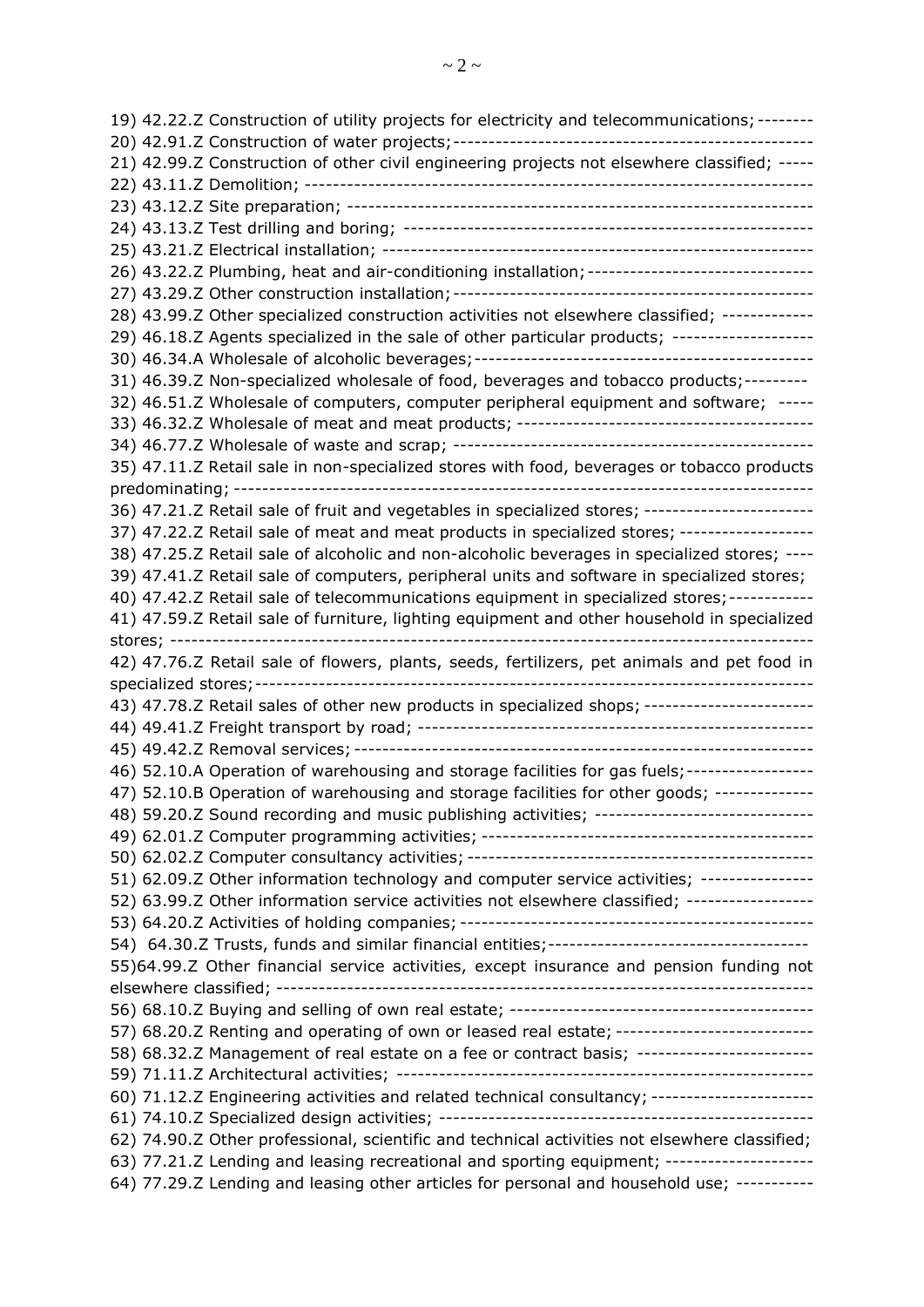19) 42.22.Z Construction of utility projects for electricity and telecommunications; --------
20) 42.91.Z Construction of water projects;--------------------------------------------------
21) 42.99.Z Construction of other civil engineering projects not elsewhere classified; -----
22) 43.11.Z Demolition; ----------------------------------------------------------------------
23) 43.12.Z Site preparation; -----------------------------------------------------------------
24) 43.13.Z Test drilling and boring; ---------------------------------------------------------
25) 43.21.Z Electrical installation; ------------------------------------------------------------
26) 43.22.Z Plumbing, heat and air-conditioning installation; -------------------------------
27) 43.29.Z Other construction installation; --------------------------------------------------
28) 43.99.Z Other specialized construction activities not elsewhere classified; -------------
29) 46.18.Z Agents specialized in the sale of other particular products; --------------------
30) 46.34.A Wholesale of alcoholic beverages; ----------------------------------------------
31) 46.39.Z Non-specialized wholesale of food, beverages and tobacco products; ---------
32) 46.51.Z Wholesale of computers, computer peripheral equipment and software; -----
33) 46.32.Z Wholesale of meat and meat products; -----------------------------------------
34) 46.77.Z Wholesale of waste and scrap; -------------------------------------------------
35) 47.11.Z Retail sale in non-specialized stores with food, beverages or tobacco products predominating; ---------------------------------------------------------------------------------
36) 47.21.Z Retail sale of fruit and vegetables in specialized stores; ------------------------
37) 47.22.Z Retail sale of meat and meat products in specialized stores; -------------------
38) 47.25.Z Retail sale of alcoholic and non-alcoholic beverages in specialized stores; ----
39) 47.41.Z Retail sale of computers, peripheral units and software in specialized stores;
40) 47.42.Z Retail sale of telecommunications equipment in specialized stores; ------------
41) 47.59.Z Retail sale of furniture, lighting equipment and other household in specialized stores; ----------------------------------------------------------------------------------------
42) 47.76.Z Retail sale of flowers, plants, seeds, fertilizers, pet animals and pet food in specialized stores; -------------------------------------------------------------------------------
43) 47.78.Z Retail sales of other new products in specialized shops; ------------------------
44) 49.41.Z Freight transport by road; ------------------------------------------------------
45) 49.42.Z Removal services; ---------------------------------------------------------------
46) 52.10.A Operation of warehousing and storage facilities for gas fuels; ------------------
47) 52.10.B Operation of warehousing and storage facilities for other goods; --------------
48) 59.20.Z Sound recording and music publishing activities; ------------------------------
49) 62.01.Z Computer programming activities; ---------------------------------------------
50) 62.02.Z Computer consultancy activities; ----------------------------------------------
51) 62.09.Z Other information technology and computer service activities; ----------------
52) 63.99.Z Other information service activities not elsewhere classified; ------------------
53) 64.20.Z Activities of holding companies; ------------------------------------------------
54) 64.30.Z Trusts, funds and similar financial entities; ------------------------------------
55) 64.99.Z Other financial service activities, except insurance and pension funding not elsewhere classified; --------------------------------------------------------------------------
56) 68.10.Z Buying and selling of own real estate; ------------------------------------------
57) 68.20.Z Renting and operating of own or leased real estate; ---------------------------
58) 68.32.Z Management of real estate on a fee or contract basis; ------------------------
59) 71.11.Z Architectural activities; ----------------------------------------------------------
60) 71.12.Z Engineering activities and related technical consultancy; ----------------------
61) 74.10.Z Specialized design activities; -----------------------------------------------------
62) 74.90.Z Other professional, scientific and technical activities not elsewhere classified;
63) 77.21.Z Lending and leasing recreational and sporting equipment; ---------------------
64) 77.29.Z Lending and leasing other articles for personal and household use; -----------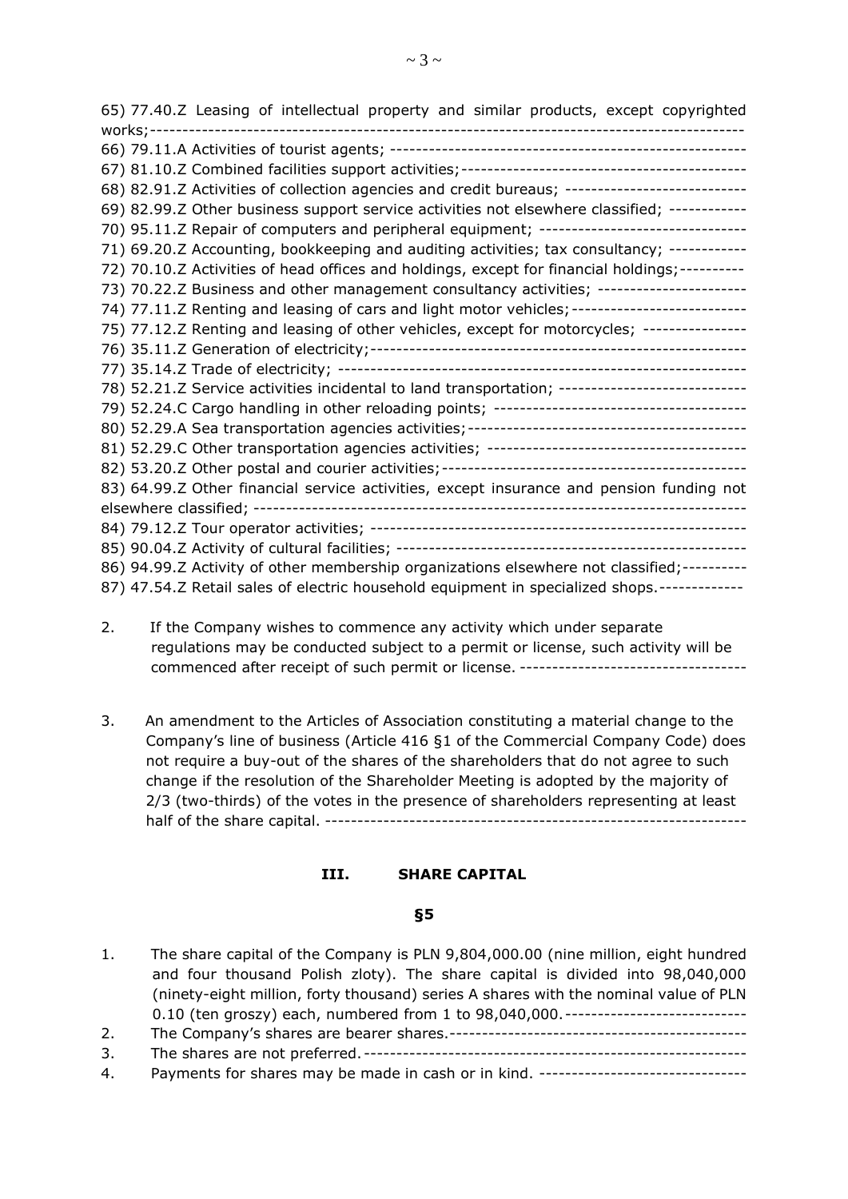65) 77.40.Z Leasing of intellectual property and similar products, except copyrighted works;------------------------------------------------------------------------------------------

66) 79.11.A Activities of tourist agents; -------------------------------------------------------

67) 81.10.Z Combined facilities support activities;--------------------------------------------

68) 82.91.Z Activities of collection agencies and credit bureaus; ----------------------------

69) 82.99.Z Other business support service activities not elsewhere classified; ------------

70) 95.11.Z Repair of computers and peripheral equipment; --------------------------------

71) 69.20.Z Accounting, bookkeeping and auditing activities; tax consultancy; ------------

72) 70.10.Z Activities of head offices and holdings, except for financial holdings;----------

73) 70.22.Z Business and other management consultancy activities; -----------------------

74) 77.11.Z Renting and leasing of cars and light motor vehicles;---------------------------

75) 77.12.Z Renting and leasing of other vehicles, except for motorcycles; ----------------

76) 35.11.Z Generation of electricity;----------------------------------------------------------

77) 35.14.Z Trade of electricity; ---------------------------------------------------------------

78) 52.21.Z Service activities incidental to land transportation; -----------------------------

79) 52.24.C Cargo handling in other reloading points; --------------------------------------

80) 52.29.A Sea transportation agencies activities;-------------------------------------------

81) 52.29.C Other transportation agencies activities; ----------------------------------------

82) 53.20.Z Other postal and courier activities;-----------------------------------------------

83) 64.99.Z Other financial service activities, except insurance and pension funding not elsewhere classified; ---------------------------------------------------------------------------

84) 79.12.Z Tour operator activities; ---------------------------------------------------------

85) 90.04.Z Activity of cultural facilities; ------------------------------------------------------

86) 94.99.Z Activity of other membership organizations elsewhere not classified;----------

87) 47.54.Z Retail sales of electric household equipment in specialized shops.-------------

2. If the Company wishes to commence any activity which under separate regulations may be conducted subject to a permit or license, such activity will be commenced after receipt of such permit or license. -----------------------------------

3. An amendment to the Articles of Association constituting a material change to the Company's line of business (Article 416 §1 of the Commercial Company Code) does not require a buy-out of the shares of the shareholders that do not agree to such change if the resolution of the Shareholder Meeting is adopted by the majority of 2/3 (two-thirds) of the votes in the presence of shareholders representing at least half of the share capital. ----------------------------------------------------------------

## III. SHARE CAPITAL

### §5

1. The share capital of the Company is PLN 9,804,000.00 (nine million, eight hundred and four thousand Polish zloty). The share capital is divided into 98,040,000 (ninety-eight million, forty thousand) series A shares with the nominal value of PLN 0.10 (ten groszy) each, numbered from 1 to 98,040,000.----------------------------
2. The Company's shares are bearer shares.----------------------------------------------
3. The shares are not preferred.-----------------------------------------------------------
4. Payments for shares may be made in cash or in kind. --------------------------------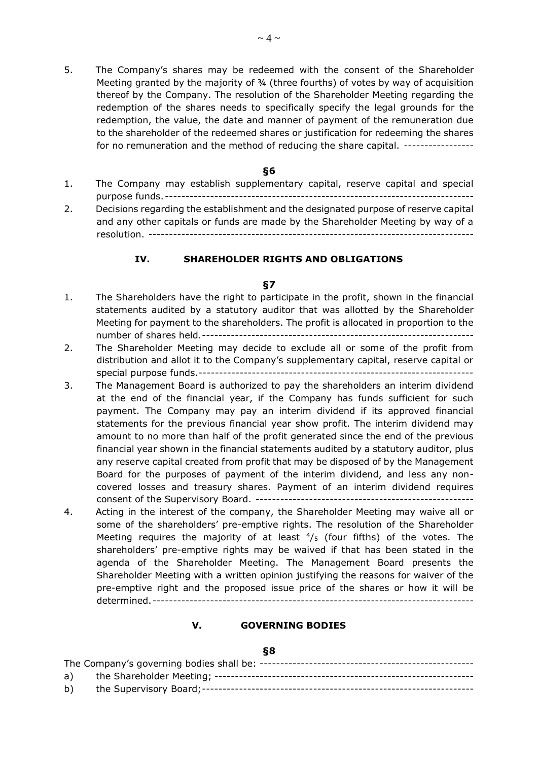5. The Company's shares may be redeemed with the consent of the Shareholder Meeting granted by the majority of ¾ (three fourths) of votes by way of acquisition thereof by the Company. The resolution of the Shareholder Meeting regarding the redemption of the shares needs to specifically specify the legal grounds for the redemption, the value, the date and manner of payment of the remuneration due to the shareholder of the redeemed shares or justification for redeeming the shares for no remuneration and the method of reducing the share capital. -----------------

**§6**

1. The Company may establish supplementary capital, reserve capital and special purpose funds.------------------------------------------------------------------------
2. Decisions regarding the establishment and the designated purpose of reserve capital and any other capitals or funds are made by the Shareholder Meeting by way of a resolution. ---------------------------------------------------------------------------

## IV. SHAREHOLDER RIGHTS AND OBLIGATIONS

**§7**

1. The Shareholders have the right to participate in the profit, shown in the financial statements audited by a statutory auditor that was allotted by the Shareholder Meeting for payment to the shareholders. The profit is allocated in proportion to the number of shares held.------------------------------------------------------------------
2. The Shareholder Meeting may decide to exclude all or some of the profit from distribution and allot it to the Company's supplementary capital, reserve capital or special purpose funds.-------------------------------------------------------------------
3. The Management Board is authorized to pay the shareholders an interim dividend at the end of the financial year, if the Company has funds sufficient for such payment. The Company may pay an interim dividend if its approved financial statements for the previous financial year show profit. The interim dividend may amount to no more than half of the profit generated since the end of the previous financial year shown in the financial statements audited by a statutory auditor, plus any reserve capital created from profit that may be disposed of by the Management Board for the purposes of payment of the interim dividend, and less any non-covered losses and treasury shares. Payment of an interim dividend requires consent of the Supervisory Board. -----------------------------------------------------
4. Acting in the interest of the company, the Shareholder Meeting may waive all or some of the shareholders' pre-emptive rights. The resolution of the Shareholder Meeting requires the majority of at least $^4/_5$ (four fifths) of the votes. The shareholders' pre-emptive rights may be waived if that has been stated in the agenda of the Shareholder Meeting. The Management Board presents the Shareholder Meeting with a written opinion justifying the reasons for waiver of the pre-emptive right and the proposed issue price of the shares or how it will be determined.---------------------------------------------------------------------------

## V. GOVERNING BODIES

**§8**

The Company's governing bodies shall be: ---------------------------------------------------

a) the Shareholder Meeting; ---------------------------------------------------------------
b) the Supervisory Board;------------------------------------------------------------------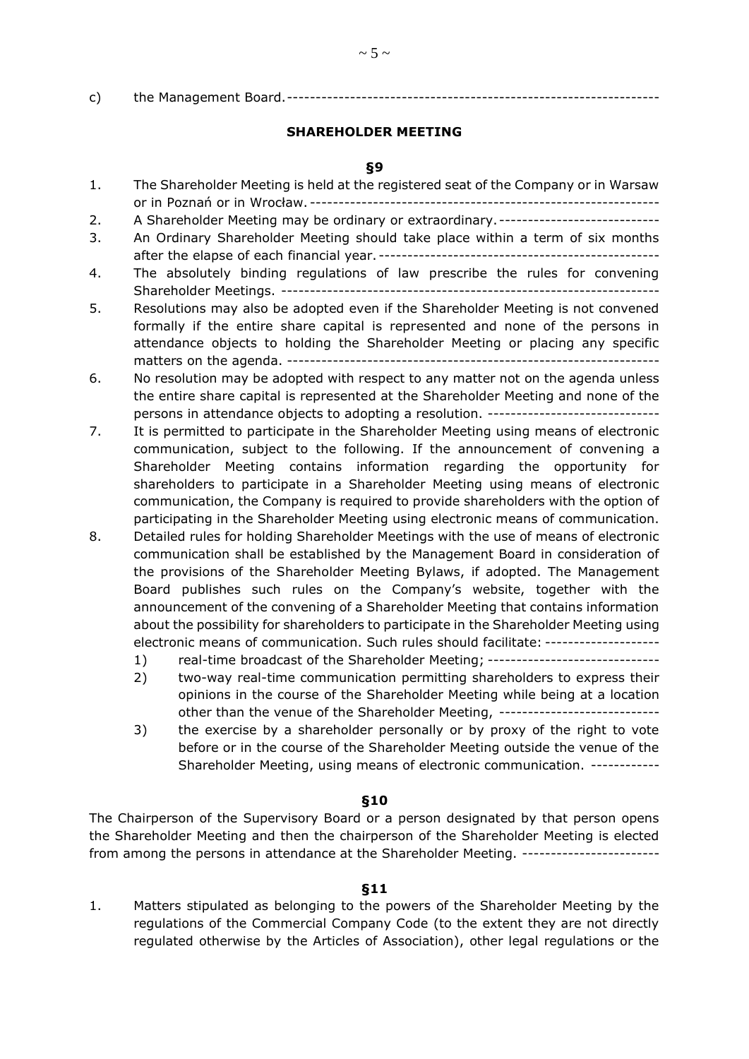c) the Management Board.

## SHAREHOLDER MEETING

### §9

1. The Shareholder Meeting is held at the registered seat of the Company or in Warsaw or in Poznań or in Wrocław.
2. A Shareholder Meeting may be ordinary or extraordinary.
3. An Ordinary Shareholder Meeting should take place within a term of six months after the elapse of each financial year.
4. The absolutely binding regulations of law prescribe the rules for convening Shareholder Meetings.
5. Resolutions may also be adopted even if the Shareholder Meeting is not convened formally if the entire share capital is represented and none of the persons in attendance objects to holding the Shareholder Meeting or placing any specific matters on the agenda.
6. No resolution may be adopted with respect to any matter not on the agenda unless the entire share capital is represented at the Shareholder Meeting and none of the persons in attendance objects to adopting a resolution.
7. It is permitted to participate in the Shareholder Meeting using means of electronic communication, subject to the following. If the announcement of convening a Shareholder Meeting contains information regarding the opportunity for shareholders to participate in a Shareholder Meeting using means of electronic communication, the Company is required to provide shareholders with the option of participating in the Shareholder Meeting using electronic means of communication.
8. Detailed rules for holding Shareholder Meetings with the use of means of electronic communication shall be established by the Management Board in consideration of the provisions of the Shareholder Meeting Bylaws, if adopted. The Management Board publishes such rules on the Company's website, together with the announcement of the convening of a Shareholder Meeting that contains information about the possibility for shareholders to participate in the Shareholder Meeting using electronic means of communication. Such rules should facilitate:
   1) real-time broadcast of the Shareholder Meeting;
   2) two-way real-time communication permitting shareholders to express their opinions in the course of the Shareholder Meeting while being at a location other than the venue of the Shareholder Meeting,
   3) the exercise by a shareholder personally or by proxy of the right to vote before or in the course of the Shareholder Meeting outside the venue of the Shareholder Meeting, using means of electronic communication.

### §10

The Chairperson of the Supervisory Board or a person designated by that person opens the Shareholder Meeting and then the chairperson of the Shareholder Meeting is elected from among the persons in attendance at the Shareholder Meeting.

### §11

1. Matters stipulated as belonging to the powers of the Shareholder Meeting by the regulations of the Commercial Company Code (to the extent they are not directly regulated otherwise by the Articles of Association), other legal regulations or the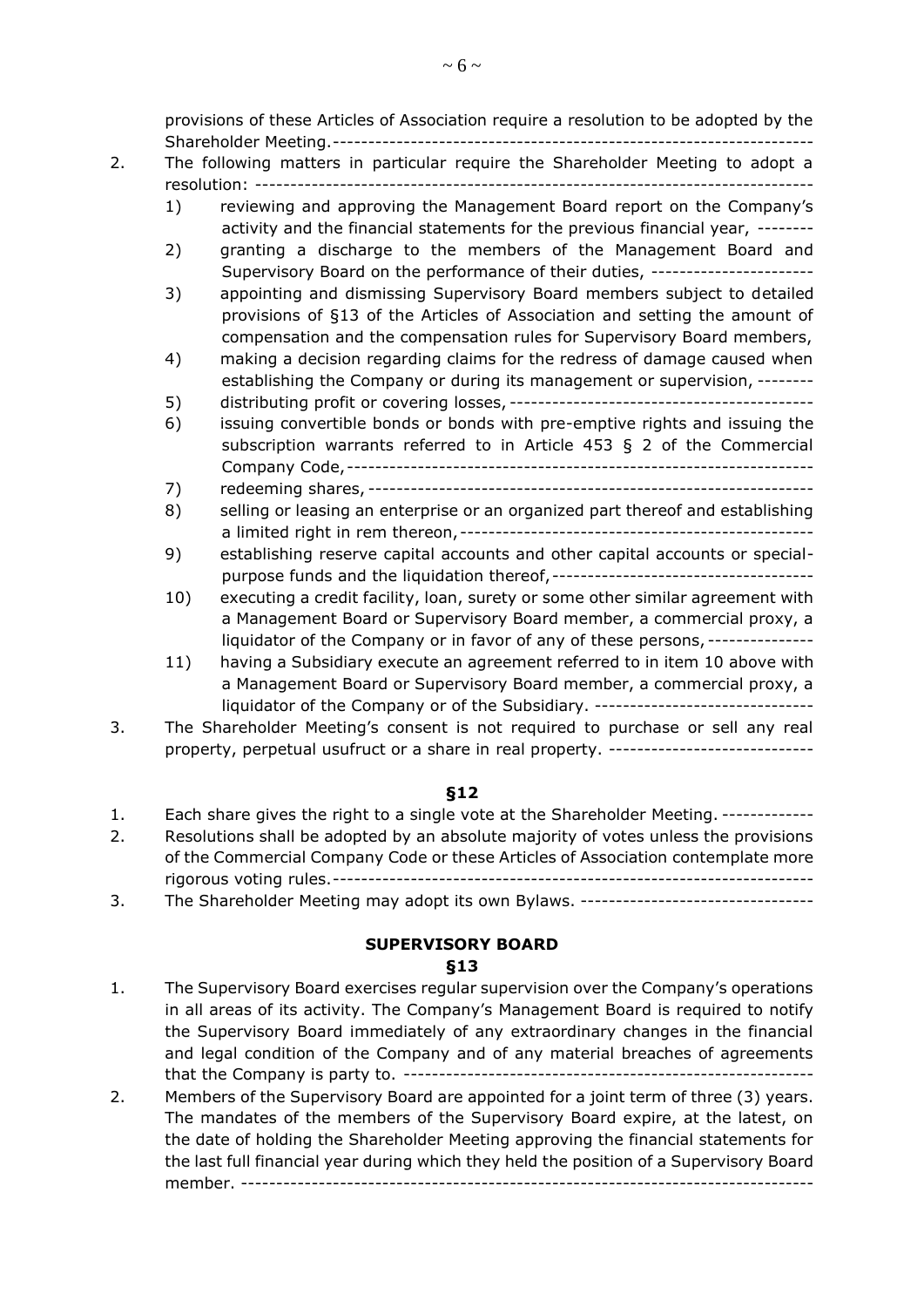provisions of these Articles of Association require a resolution to be adopted by the Shareholder Meeting.------------------------------------------------------------------

2. The following matters in particular require the Shareholder Meeting to adopt a resolution: ---------------------------------------------------------------------------
   1) reviewing and approving the Management Board report on the Company's activity and the financial statements for the previous financial year, --------
   2) granting a discharge to the members of the Management Board and Supervisory Board on the performance of their duties, -----------------------
   3) appointing and dismissing Supervisory Board members subject to detailed provisions of §13 of the Articles of Association and setting the amount of compensation and the compensation rules for Supervisory Board members,
   4) making a decision regarding claims for the redress of damage caused when establishing the Company or during its management or supervision, --------
   5) distributing profit or covering losses, -------------------------------------------
   6) issuing convertible bonds or bonds with pre-emptive rights and issuing the subscription warrants referred to in Article 453 § 2 of the Commercial Company Code, ----------------------------------------------------------------
   7) redeeming shares, ---------------------------------------------------------------
   8) selling or leasing an enterprise or an organized part thereof and establishing a limited right in rem thereon, -------------------------------------------------
   9) establishing reserve capital accounts and other capital accounts or special-purpose funds and the liquidation thereof, ------------------------------------
   10) executing a credit facility, loan, surety or some other similar agreement with a Management Board or Supervisory Board member, a commercial proxy, a liquidator of the Company or in favor of any of these persons, --------------
   11) having a Subsidiary execute an agreement referred to in item 10 above with a Management Board or Supervisory Board member, a commercial proxy, a liquidator of the Company or of the Subsidiary. -------------------------------

3. The Shareholder Meeting's consent is not required to purchase or sell any real property, perpetual usufruct or a share in real property. -----------------------------

**§12**

1. Each share gives the right to a single vote at the Shareholder Meeting. -------------
2. Resolutions shall be adopted by an absolute majority of votes unless the provisions of the Commercial Company Code or these Articles of Association contemplate more rigorous voting rules. ------------------------------------------------------------------
3. The Shareholder Meeting may adopt its own Bylaws. ---------------------------------

## SUPERVISORY BOARD

**§13**

1. The Supervisory Board exercises regular supervision over the Company's operations in all areas of its activity. The Company's Management Board is required to notify the Supervisory Board immediately of any extraordinary changes in the financial and legal condition of the Company and of any material breaches of agreements that the Company is party to. ---------------------------------------------------------
2. Members of the Supervisory Board are appointed for a joint term of three (3) years. The mandates of the members of the Supervisory Board expire, at the latest, on the date of holding the Shareholder Meeting approving the financial statements for the last full financial year during which they held the position of a Supervisory Board member. ---------------------------------------------------------------------------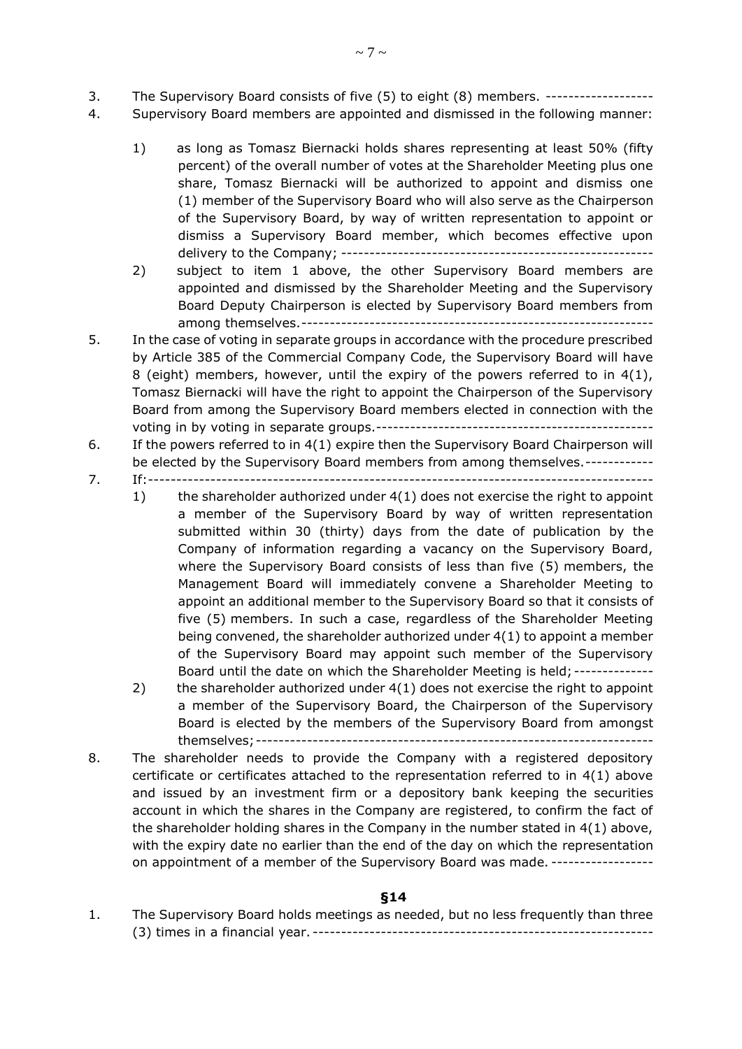3. The Supervisory Board consists of five (5) to eight (8) members. -------------------
4. Supervisory Board members are appointed and dismissed in the following manner:

   1) as long as Tomasz Biernacki holds shares representing at least 50% (fifty percent) of the overall number of votes at the Shareholder Meeting plus one share, Tomasz Biernacki will be authorized to appoint and dismiss one (1) member of the Supervisory Board who will also serve as the Chairperson of the Supervisory Board, by way of written representation to appoint or dismiss a Supervisory Board member, which becomes effective upon delivery to the Company; -------------------------------------------------------
   2) subject to item 1 above, the other Supervisory Board members are appointed and dismissed by the Shareholder Meeting and the Supervisory Board Deputy Chairperson is elected by Supervisory Board members from among themselves. -------------------------------------------------------------
5. In the case of voting in separate groups in accordance with the procedure prescribed by Article 385 of the Commercial Company Code, the Supervisory Board will have 8 (eight) members, however, until the expiry of the powers referred to in 4(1), Tomasz Biernacki will have the right to appoint the Chairperson of the Supervisory Board from among the Supervisory Board members elected in connection with the voting in by voting in separate groups. -------------------------------------------------
6. If the powers referred to in 4(1) expire then the Supervisory Board Chairperson will be elected by the Supervisory Board members from among themselves. ------------
7. If: -------------------------------------------------------------------------------------
   1) the shareholder authorized under 4(1) does not exercise the right to appoint a member of the Supervisory Board by way of written representation submitted within 30 (thirty) days from the date of publication by the Company of information regarding a vacancy on the Supervisory Board, where the Supervisory Board consists of less than five (5) members, the Management Board will immediately convene a Shareholder Meeting to appoint an additional member to the Supervisory Board so that it consists of five (5) members. In such a case, regardless of the Shareholder Meeting being convened, the shareholder authorized under 4(1) to appoint a member of the Supervisory Board may appoint such member of the Supervisory Board until the date on which the Shareholder Meeting is held; --------------
   2) the shareholder authorized under 4(1) does not exercise the right to appoint a member of the Supervisory Board, the Chairperson of the Supervisory Board is elected by the members of the Supervisory Board from amongst themselves; -------------------------------------------------------------------
8. The shareholder needs to provide the Company with a registered depository certificate or certificates attached to the representation referred to in 4(1) above and issued by an investment firm or a depository bank keeping the securities account in which the shares in the Company are registered, to confirm the fact of the shareholder holding shares in the Company in the number stated in 4(1) above, with the expiry date no earlier than the end of the day on which the representation on appointment of a member of the Supervisory Board was made. ------------------

**§14**

1. The Supervisory Board holds meetings as needed, but no less frequently than three (3) times in a financial year. -----------------------------------------------------------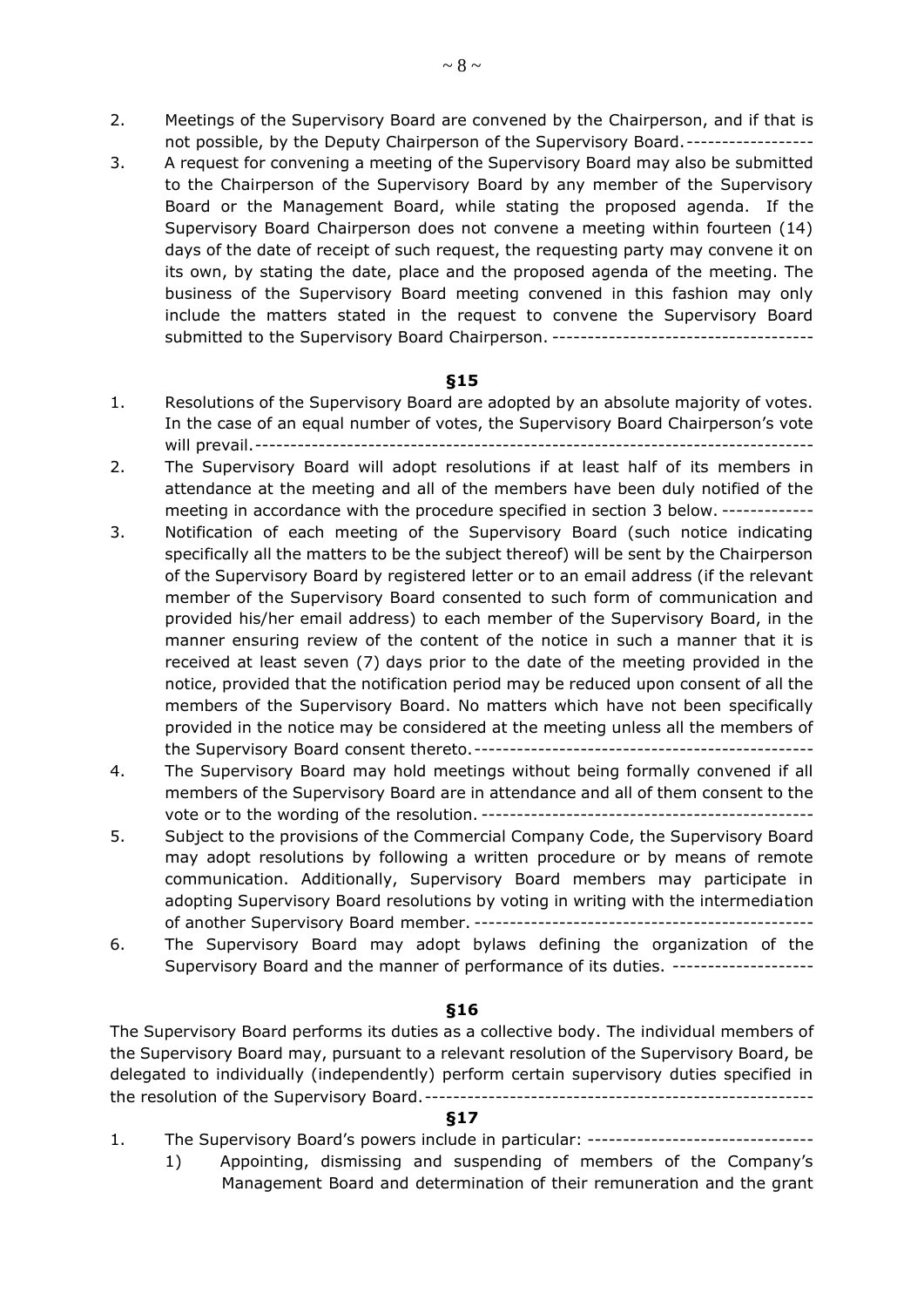2. Meetings of the Supervisory Board are convened by the Chairperson, and if that is not possible, by the Deputy Chairperson of the Supervisory Board.------------------
3. A request for convening a meeting of the Supervisory Board may also be submitted to the Chairperson of the Supervisory Board by any member of the Supervisory Board or the Management Board, while stating the proposed agenda. If the Supervisory Board Chairperson does not convene a meeting within fourteen (14) days of the date of receipt of such request, the requesting party may convene it on its own, by stating the date, place and the proposed agenda of the meeting. The business of the Supervisory Board meeting convened in this fashion may only include the matters stated in the request to convene the Supervisory Board submitted to the Supervisory Board Chairperson. -------------------------------------

**§15**

1. Resolutions of the Supervisory Board are adopted by an absolute majority of votes. In the case of an equal number of votes, the Supervisory Board Chairperson's vote will prevail.-----------------------------------------------------------------------------------
2. The Supervisory Board will adopt resolutions if at least half of its members in attendance at the meeting and all of the members have been duly notified of the meeting in accordance with the procedure specified in section 3 below. -------------
3. Notification of each meeting of the Supervisory Board (such notice indicating specifically all the matters to be the subject thereof) will be sent by the Chairperson of the Supervisory Board by registered letter or to an email address (if the relevant member of the Supervisory Board consented to such form of communication and provided his/her email address) to each member of the Supervisory Board, in the manner ensuring review of the content of the notice in such a manner that it is received at least seven (7) days prior to the date of the meeting provided in the notice, provided that the notification period may be reduced upon consent of all the members of the Supervisory Board. No matters which have not been specifically provided in the notice may be considered at the meeting unless all the members of the Supervisory Board consent thereto.------------------------------------------------
4. The Supervisory Board may hold meetings without being formally convened if all members of the Supervisory Board are in attendance and all of them consent to the vote or to the wording of the resolution. -----------------------------------------------
5. Subject to the provisions of the Commercial Company Code, the Supervisory Board may adopt resolutions by following a written procedure or by means of remote communication. Additionally, Supervisory Board members may participate in adopting Supervisory Board resolutions by voting in writing with the intermediation of another Supervisory Board member. -----------------------------------------------
6. The Supervisory Board may adopt bylaws defining the organization of the Supervisory Board and the manner of performance of its duties. --------------------

**§16**

The Supervisory Board performs its duties as a collective body. The individual members of the Supervisory Board may, pursuant to a relevant resolution of the Supervisory Board, be delegated to individually (independently) perform certain supervisory duties specified in the resolution of the Supervisory Board.-------------------------------------------------------

**§17**

1. The Supervisory Board's powers include in particular: --------------------------------
   1) Appointing, dismissing and suspending of members of the Company's Management Board and determination of their remuneration and the grant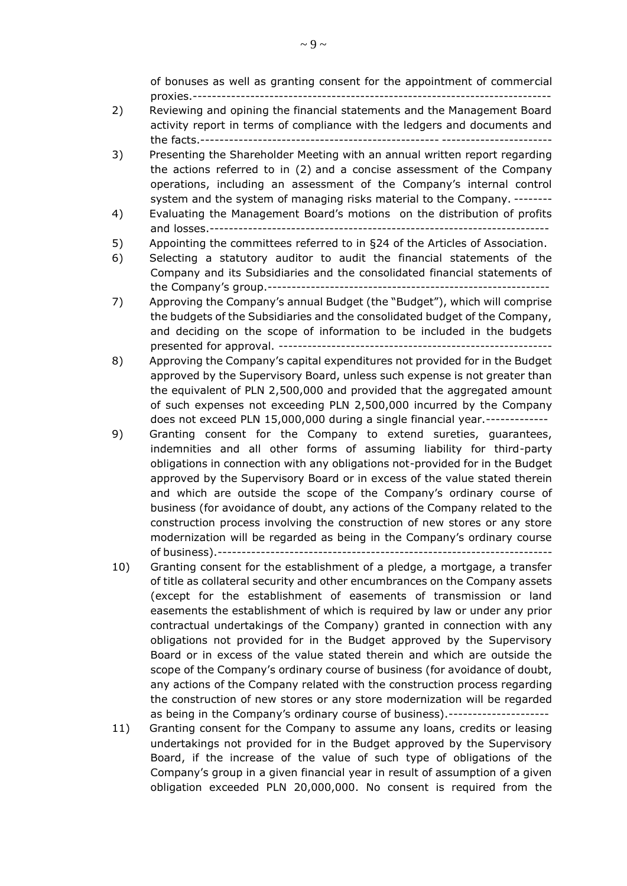of bonuses as well as granting consent for the appointment of commercial proxies.--------------------------------------------------------------------------

2) Reviewing and opining the financial statements and the Management Board activity report in terms of compliance with the ledgers and documents and the facts.------------------------------------------------ ----------------------

3) Presenting the Shareholder Meeting with an annual written report regarding the actions referred to in (2) and a concise assessment of the Company operations, including an assessment of the Company's internal control system and the system of managing risks material to the Company. --------

4) Evaluating the Management Board's motions on the distribution of profits and losses.---------------------------------------------------------------------

5) Appointing the committees referred to in §24 of the Articles of Association.

6) Selecting a statutory auditor to audit the financial statements of the Company and its Subsidiaries and the consolidated financial statements of the Company's group.----------------------------------------------------------

7) Approving the Company's annual Budget (the "Budget"), which will comprise the budgets of the Subsidiaries and the consolidated budget of the Company, and deciding on the scope of information to be included in the budgets presented for approval. --------------------------------------------------------

8) Approving the Company's capital expenditures not provided for in the Budget approved by the Supervisory Board, unless such expense is not greater than the equivalent of PLN 2,500,000 and provided that the aggregated amount of such expenses not exceeding PLN 2,500,000 incurred by the Company does not exceed PLN 15,000,000 during a single financial year.-------------

9) Granting consent for the Company to extend sureties, guarantees, indemnities and all other forms of assuming liability for third-party obligations in connection with any obligations not-provided for in the Budget approved by the Supervisory Board or in excess of the value stated therein and which are outside the scope of the Company's ordinary course of business (for avoidance of doubt, any actions of the Company related to the construction process involving the construction of new stores or any store modernization will be regarded as being in the Company's ordinary course of business).---------------------------------------------------------------------

10) Granting consent for the establishment of a pledge, a mortgage, a transfer of title as collateral security and other encumbrances on the Company assets (except for the establishment of easements of transmission or land easements the establishment of which is required by law or under any prior contractual undertakings of the Company) granted in connection with any obligations not provided for in the Budget approved by the Supervisory Board or in excess of the value stated therein and which are outside the scope of the Company's ordinary course of business (for avoidance of doubt, any actions of the Company related with the construction process regarding the construction of new stores or any store modernization will be regarded as being in the Company's ordinary course of business).---------------------

11) Granting consent for the Company to assume any loans, credits or leasing undertakings not provided for in the Budget approved by the Supervisory Board, if the increase of the value of such type of obligations of the Company's group in a given financial year in result of assumption of a given obligation exceeded PLN 20,000,000. No consent is required from the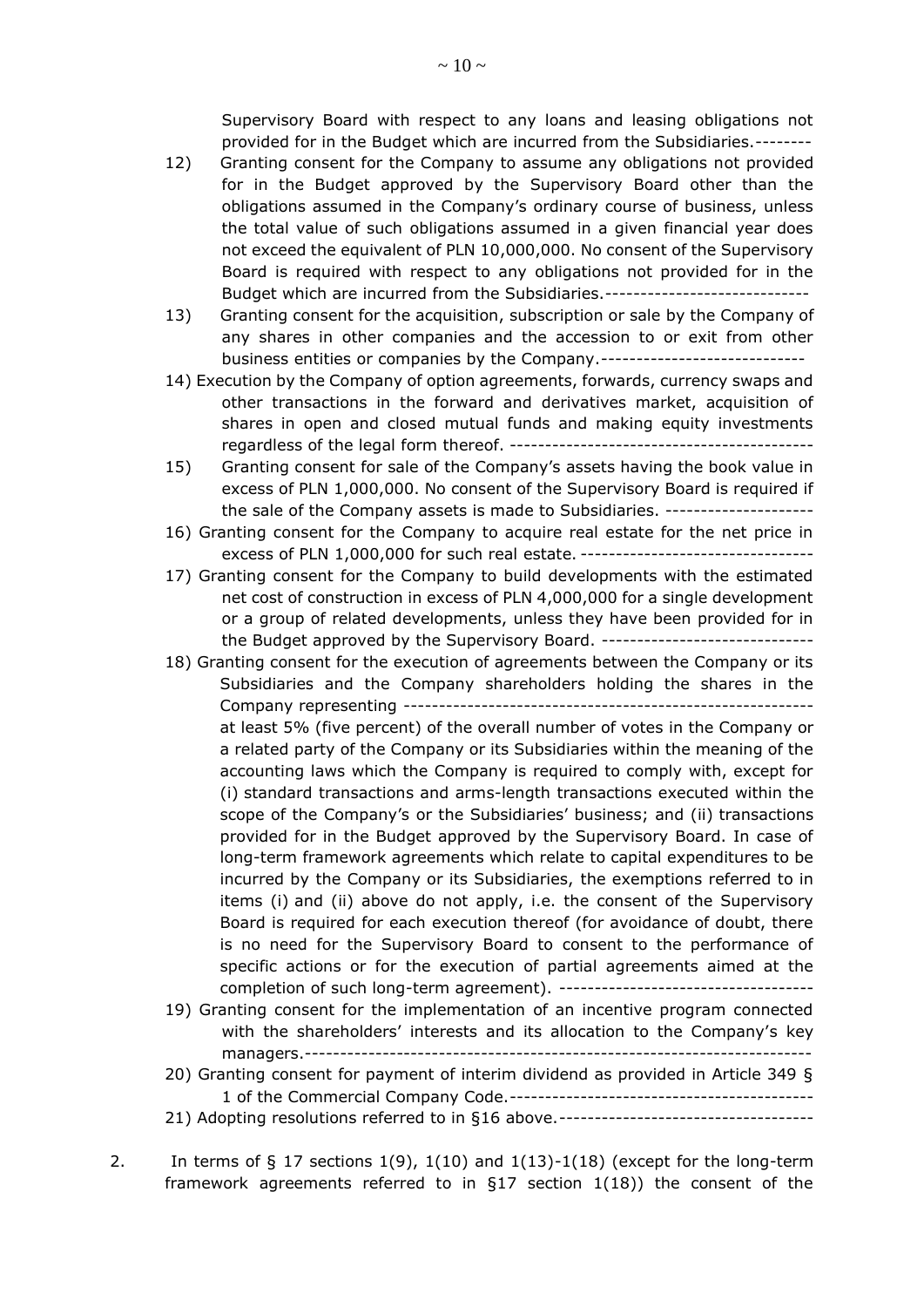Supervisory Board with respect to any loans and leasing obligations not provided for in the Budget which are incurred from the Subsidiaries.--------

12) Granting consent for the Company to assume any obligations not provided for in the Budget approved by the Supervisory Board other than the obligations assumed in the Company's ordinary course of business, unless the total value of such obligations assumed in a given financial year does not exceed the equivalent of PLN 10,000,000. No consent of the Supervisory Board is required with respect to any obligations not provided for in the Budget which are incurred from the Subsidiaries.-----------------------------

13) Granting consent for the acquisition, subscription or sale by the Company of any shares in other companies and the accession to or exit from other business entities or companies by the Company.----------------------------

14) Execution by the Company of option agreements, forwards, currency swaps and other transactions in the forward and derivatives market, acquisition of shares in open and closed mutual funds and making equity investments regardless of the legal form thereof. -------------------------------------

15) Granting consent for sale of the Company's assets having the book value in excess of PLN 1,000,000. No consent of the Supervisory Board is required if the sale of the Company assets is made to Subsidiaries. ---------------------

16) Granting consent for the Company to acquire real estate for the net price in excess of PLN 1,000,000 for such real estate. ---------------------------------

17) Granting consent for the Company to build developments with the estimated net cost of construction in excess of PLN 4,000,000 for a single development or a group of related developments, unless they have been provided for in the Budget approved by the Supervisory Board. ------------------------------

18) Granting consent for the execution of agreements between the Company or its Subsidiaries and the Company shareholders holding the shares in the Company representing --------------------------------------------------------- at least 5% (five percent) of the overall number of votes in the Company or a related party of the Company or its Subsidiaries within the meaning of the accounting laws which the Company is required to comply with, except for (i) standard transactions and arms-length transactions executed within the scope of the Company's or the Subsidiaries' business; and (ii) transactions provided for in the Budget approved by the Supervisory Board. In case of long-term framework agreements which relate to capital expenditures to be incurred by the Company or its Subsidiaries, the exemptions referred to in items (i) and (ii) above do not apply, i.e. the consent of the Supervisory Board is required for each execution thereof (for avoidance of doubt, there is no need for the Supervisory Board to consent to the performance of specific actions or for the execution of partial agreements aimed at the completion of such long-term agreement). -----------------------------------

19) Granting consent for the implementation of an incentive program connected with the shareholders' interests and its allocation to the Company's key managers.-----------------------------------------------------------------------

20) Granting consent for payment of interim dividend as provided in Article 349 § 1 of the Commercial Company Code.-------------------------------------------

21) Adopting resolutions referred to in §16 above.------------------------------------

2. In terms of § 17 sections 1(9), 1(10) and 1(13)-1(18) (except for the long-term framework agreements referred to in §17 section 1(18)) the consent of the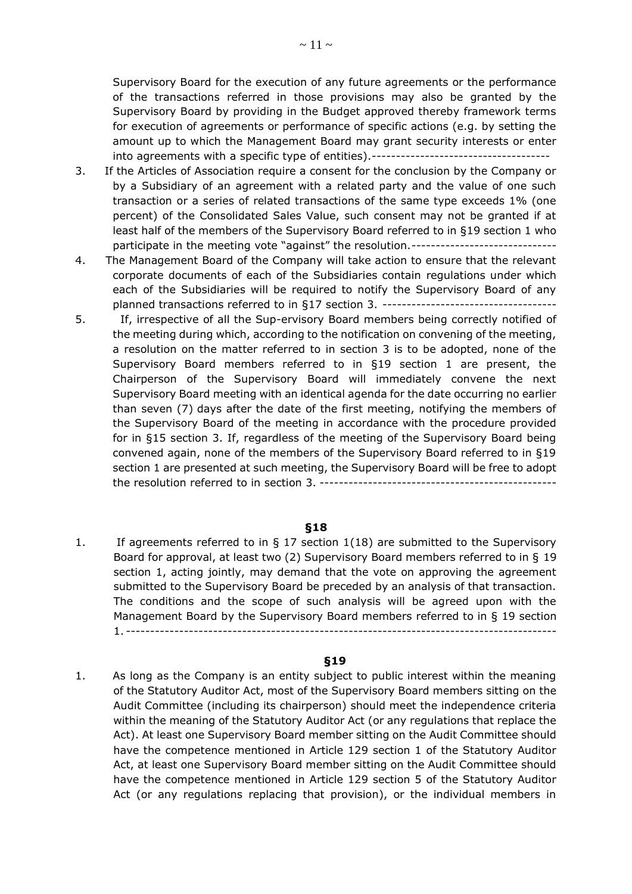Supervisory Board for the execution of any future agreements or the performance of the transactions referred in those provisions may also be granted by the Supervisory Board by providing in the Budget approved thereby framework terms for execution of agreements or performance of specific actions (e.g. by setting the amount up to which the Management Board may grant security interests or enter into agreements with a specific type of entities).-------------------------------------

3. If the Articles of Association require a consent for the conclusion by the Company or by a Subsidiary of an agreement with a related party and the value of one such transaction or a series of related transactions of the same type exceeds 1% (one percent) of the Consolidated Sales Value, such consent may not be granted if at least half of the members of the Supervisory Board referred to in §19 section 1 who participate in the meeting vote "against" the resolution.------------------------------
4. The Management Board of the Company will take action to ensure that the relevant corporate documents of each of the Subsidiaries contain regulations under which each of the Subsidiaries will be required to notify the Supervisory Board of any planned transactions referred to in §17 section 3. ------------------------------------
5. If, irrespective of all the Sup-ervisory Board members being correctly notified of the meeting during which, according to the notification on convening of the meeting, a resolution on the matter referred to in section 3 is to be adopted, none of the Supervisory Board members referred to in §19 section 1 are present, the Chairperson of the Supervisory Board will immediately convene the next Supervisory Board meeting with an identical agenda for the date occurring no earlier than seven (7) days after the date of the first meeting, notifying the members of the Supervisory Board of the meeting in accordance with the procedure provided for in §15 section 3. If, regardless of the meeting of the Supervisory Board being convened again, none of the members of the Supervisory Board referred to in §19 section 1 are presented at such meeting, the Supervisory Board will be free to adopt the resolution referred to in section 3. -------------------------------------------------

**§18**

1. If agreements referred to in § 17 section 1(18) are submitted to the Supervisory Board for approval, at least two (2) Supervisory Board members referred to in § 19 section 1, acting jointly, may demand that the vote on approving the agreement submitted to the Supervisory Board be preceded by an analysis of that transaction. The conditions and the scope of such analysis will be agreed upon with the Management Board by the Supervisory Board members referred to in § 19 section 1.----------------------------------------------------------------------------------------

**§19**

1. As long as the Company is an entity subject to public interest within the meaning of the Statutory Auditor Act, most of the Supervisory Board members sitting on the Audit Committee (including its chairperson) should meet the independence criteria within the meaning of the Statutory Auditor Act (or any regulations that replace the Act). At least one Supervisory Board member sitting on the Audit Committee should have the competence mentioned in Article 129 section 1 of the Statutory Auditor Act, at least one Supervisory Board member sitting on the Audit Committee should have the competence mentioned in Article 129 section 5 of the Statutory Auditor Act (or any regulations replacing that provision), or the individual members in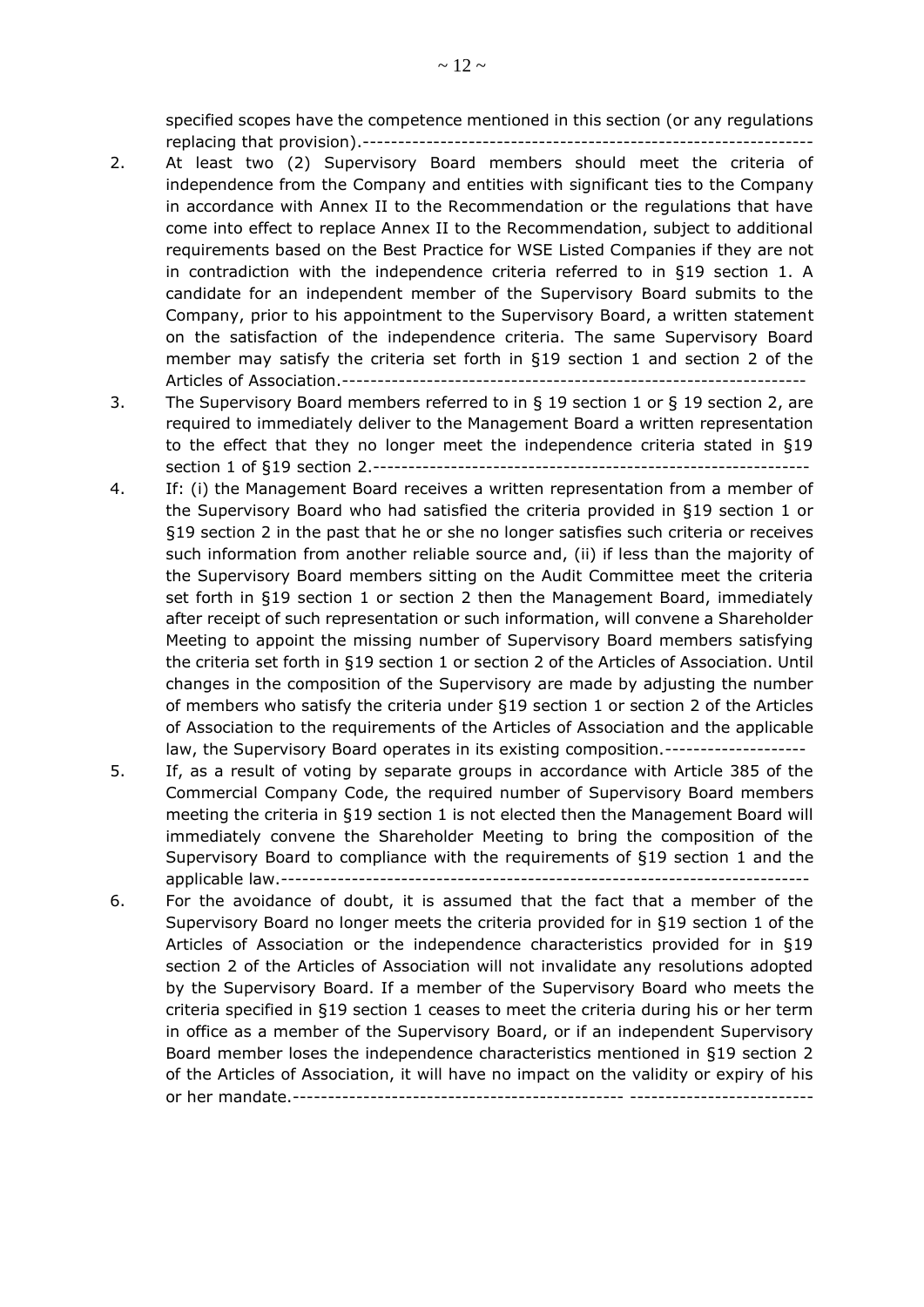specified scopes have the competence mentioned in this section (or any regulations replacing that provision).----------------------------------------------------------------

2. At least two (2) Supervisory Board members should meet the criteria of independence from the Company and entities with significant ties to the Company in accordance with Annex II to the Recommendation or the regulations that have come into effect to replace Annex II to the Recommendation, subject to additional requirements based on the Best Practice for WSE Listed Companies if they are not in contradiction with the independence criteria referred to in §19 section 1. A candidate for an independent member of the Supervisory Board submits to the Company, prior to his appointment to the Supervisory Board, a written statement on the satisfaction of the independence criteria. The same Supervisory Board member may satisfy the criteria set forth in §19 section 1 and section 2 of the Articles of Association.-----------------------------------------------------------------

3. The Supervisory Board members referred to in § 19 section 1 or § 19 section 2, are required to immediately deliver to the Management Board a written representation to the effect that they no longer meet the independence criteria stated in §19 section 1 of §19 section 2.-------------------------------------------------------------

4. If: (i) the Management Board receives a written representation from a member of the Supervisory Board who had satisfied the criteria provided in §19 section 1 or §19 section 2 in the past that he or she no longer satisfies such criteria or receives such information from another reliable source and, (ii) if less than the majority of the Supervisory Board members sitting on the Audit Committee meet the criteria set forth in §19 section 1 or section 2 then the Management Board, immediately after receipt of such representation or such information, will convene a Shareholder Meeting to appoint the missing number of Supervisory Board members satisfying the criteria set forth in §19 section 1 or section 2 of the Articles of Association. Until changes in the composition of the Supervisory are made by adjusting the number of members who satisfy the criteria under §19 section 1 or section 2 of the Articles of Association to the requirements of the Articles of Association and the applicable law, the Supervisory Board operates in its existing composition.--------------------

5. If, as a result of voting by separate groups in accordance with Article 385 of the Commercial Company Code, the required number of Supervisory Board members meeting the criteria in §19 section 1 is not elected then the Management Board will immediately convene the Shareholder Meeting to bring the composition of the Supervisory Board to compliance with the requirements of §19 section 1 and the applicable law.--------------------------------------------------------------------------

6. For the avoidance of doubt, it is assumed that the fact that a member of the Supervisory Board no longer meets the criteria provided for in §19 section 1 of the Articles of Association or the independence characteristics provided for in §19 section 2 of the Articles of Association will not invalidate any resolutions adopted by the Supervisory Board. If a member of the Supervisory Board who meets the criteria specified in §19 section 1 ceases to meet the criteria during his or her term in office as a member of the Supervisory Board, or if an independent Supervisory Board member loses the independence characteristics mentioned in §19 section 2 of the Articles of Association, it will have no impact on the validity or expiry of his or her mandate.---------------------------------------------- --------------------------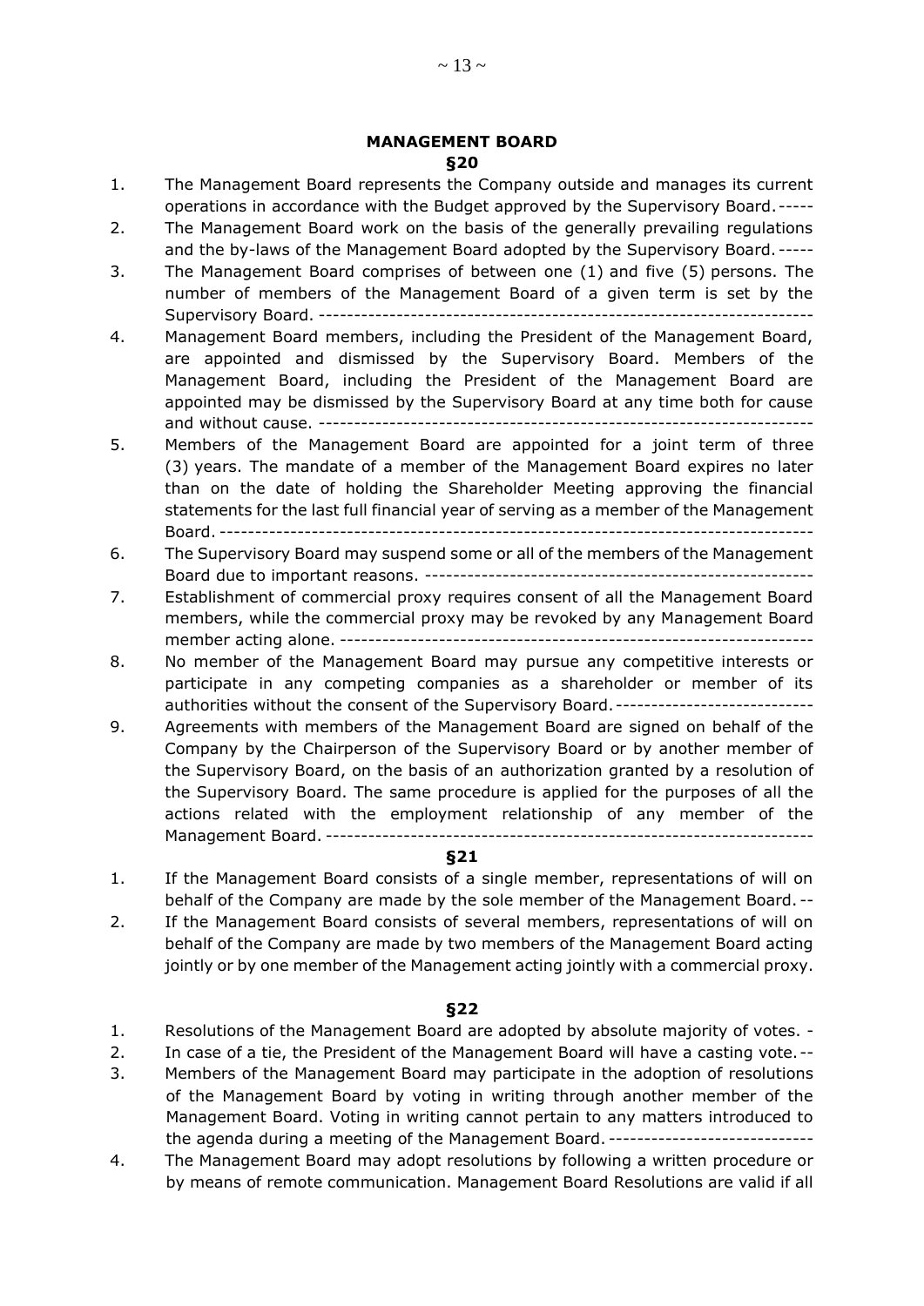## MANAGEMENT BOARD

### §20

1. The Management Board represents the Company outside and manages its current operations in accordance with the Budget approved by the Supervisory Board. -----
2. The Management Board work on the basis of the generally prevailing regulations and the by-laws of the Management Board adopted by the Supervisory Board. -----
3. The Management Board comprises of between one (1) and five (5) persons. The number of members of the Management Board of a given term is set by the Supervisory Board. ------------------------------------------------------------------
4. Management Board members, including the President of the Management Board, are appointed and dismissed by the Supervisory Board. Members of the Management Board, including the President of the Management Board are appointed may be dismissed by the Supervisory Board at any time both for cause and without cause. ------------------------------------------------------------------
5. Members of the Management Board are appointed for a joint term of three (3) years. The mandate of a member of the Management Board expires no later than on the date of holding the Shareholder Meeting approving the financial statements for the last full financial year of serving as a member of the Management Board. --------------------------------------------------------------------------------
6. The Supervisory Board may suspend some or all of the members of the Management Board due to important reasons. ------------------------------------------------------
7. Establishment of commercial proxy requires consent of all the Management Board members, while the commercial proxy may be revoked by any Management Board member acting alone. ------------------------------------------------------------------
8. No member of the Management Board may pursue any competitive interests or participate in any competing companies as a shareholder or member of its authorities without the consent of the Supervisory Board. ----------------------------
9. Agreements with members of the Management Board are signed on behalf of the Company by the Chairperson of the Supervisory Board or by another member of the Supervisory Board, on the basis of an authorization granted by a resolution of the Supervisory Board. The same procedure is applied for the purposes of all the actions related with the employment relationship of any member of the Management Board. ------------------------------------------------------------------

### §21

1. If the Management Board consists of a single member, representations of will on behalf of the Company are made by the sole member of the Management Board. --
2. If the Management Board consists of several members, representations of will on behalf of the Company are made by two members of the Management Board acting jointly or by one member of the Management acting jointly with a commercial proxy.

### §22

1. Resolutions of the Management Board are adopted by absolute majority of votes. -
2. In case of a tie, the President of the Management Board will have a casting vote. --
3. Members of the Management Board may participate in the adoption of resolutions of the Management Board by voting in writing through another member of the Management Board. Voting in writing cannot pertain to any matters introduced to the agenda during a meeting of the Management Board. ----------------------------
4. The Management Board may adopt resolutions by following a written procedure or by means of remote communication. Management Board Resolutions are valid if all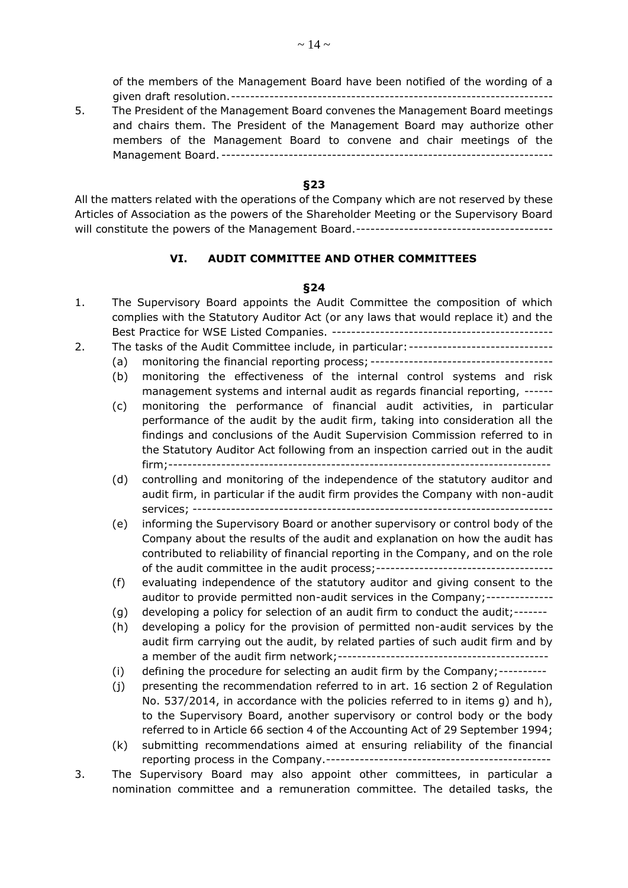of the members of the Management Board have been notified of the wording of a given draft resolution.------------------------------------------------------------------

5. The President of the Management Board convenes the Management Board meetings and chairs them. The President of the Management Board may authorize other members of the Management Board to convene and chair meetings of the Management Board. ---------------------------------------------------------------------

**§23**

All the matters related with the operations of the Company which are not reserved by these Articles of Association as the powers of the Shareholder Meeting or the Supervisory Board will constitute the powers of the Management Board.-----------------------------------------

## VI. AUDIT COMMITTEE AND OTHER COMMITTEES

**§24**

1. The Supervisory Board appoints the Audit Committee the composition of which complies with the Statutory Auditor Act (or any laws that would replace it) and the Best Practice for WSE Listed Companies. ----------------------------------------------
2. The tasks of the Audit Committee include, in particular: ------------------------------
   (a) monitoring the financial reporting process; --------------------------------------
   (b) monitoring the effectiveness of the internal control systems and risk management systems and internal audit as regards financial reporting, ------
   (c) monitoring the performance of financial audit activities, in particular performance of the audit by the audit firm, taking into consideration all the findings and conclusions of the Audit Supervision Commission referred to in the Statutory Auditor Act following from an inspection carried out in the audit firm;-------------------------------------------------------------------------------
   (d) controlling and monitoring of the independence of the statutory auditor and audit firm, in particular if the audit firm provides the Company with non-audit services; -------------------------------------------------------------------------
   (e) informing the Supervisory Board or another supervisory or control body of the Company about the results of the audit and explanation on how the audit has contributed to reliability of financial reporting in the Company, and on the role of the audit committee in the audit process;-------------------------------------
   (f) evaluating independence of the statutory auditor and giving consent to the auditor to provide permitted non-audit services in the Company;--------------
   (g) developing a policy for selection of an audit firm to conduct the audit;-------
   (h) developing a policy for the provision of permitted non-audit services by the audit firm carrying out the audit, by related parties of such audit firm and by a member of the audit firm network;--------------------------------------------
   (i) defining the procedure for selecting an audit firm by the Company;----------
   (j) presenting the recommendation referred to in art. 16 section 2 of Regulation No. 537/2014, in accordance with the policies referred to in items g) and h), to the Supervisory Board, another supervisory or control body or the body referred to in Article 66 section 4 of the Accounting Act of 29 September 1994;
   (k) submitting recommendations aimed at ensuring reliability of the financial reporting process in the Company.-----------------------------------------------
3. The Supervisory Board may also appoint other committees, in particular a nomination committee and a remuneration committee. The detailed tasks, the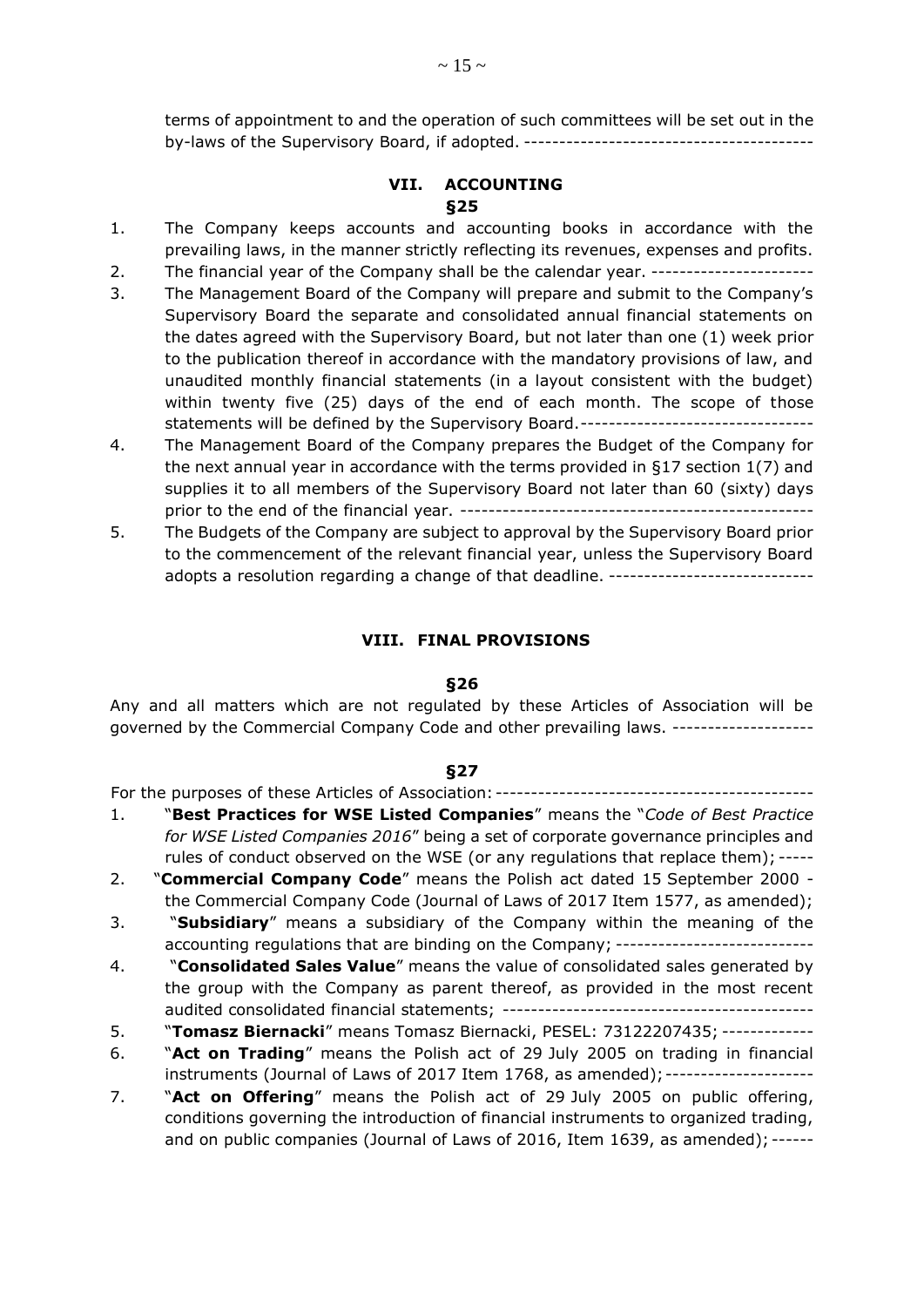terms of appointment to and the operation of such committees will be set out in the by-laws of the Supervisory Board, if adopted. ----------------------------------------

## VII. ACCOUNTING

### §25

1. The Company keeps accounts and accounting books in accordance with the prevailing laws, in the manner strictly reflecting its revenues, expenses and profits.
2. The financial year of the Company shall be the calendar year. -----------------------
3. The Management Board of the Company will prepare and submit to the Company's Supervisory Board the separate and consolidated annual financial statements on the dates agreed with the Supervisory Board, but not later than one (1) week prior to the publication thereof in accordance with the mandatory provisions of law, and unaudited monthly financial statements (in a layout consistent with the budget) within twenty five (25) days of the end of each month. The scope of those statements will be defined by the Supervisory Board.---------------------------------
4. The Management Board of the Company prepares the Budget of the Company for the next annual year in accordance with the terms provided in §17 section 1(7) and supplies it to all members of the Supervisory Board not later than 60 (sixty) days prior to the end of the financial year. --------------------------------------------------
5. The Budgets of the Company are subject to approval by the Supervisory Board prior to the commencement of the relevant financial year, unless the Supervisory Board adopts a resolution regarding a change of that deadline. -----------------------------

## VIII. FINAL PROVISIONS

### §26

Any and all matters which are not regulated by these Articles of Association will be governed by the Commercial Company Code and other prevailing laws. --------------------

### §27

For the purposes of these Articles of Association: --------------------------------------------

1. "**Best Practices for WSE Listed Companies**" means the "*Code of Best Practice for WSE Listed Companies 2016*" being a set of corporate governance principles and rules of conduct observed on the WSE (or any regulations that replace them); -----
2. "**Commercial Company Code**" means the Polish act dated 15 September 2000 - the Commercial Company Code (Journal of Laws of 2017 Item 1577, as amended);
3. "**Subsidiary**" means a subsidiary of the Company within the meaning of the accounting regulations that are binding on the Company; ----------------------------
4. "**Consolidated Sales Value**" means the value of consolidated sales generated by the group with the Company as parent thereof, as provided in the most recent audited consolidated financial statements; --------------------------------------------
5. "**Tomasz Biernacki**" means Tomasz Biernacki, PESEL: 73122207435; -------------
6. "**Act on Trading**" means the Polish act of 29 July 2005 on trading in financial instruments (Journal of Laws of 2017 Item 1768, as amended); ---------------------
7. "**Act on Offering**" means the Polish act of 29 July 2005 on public offering, conditions governing the introduction of financial instruments to organized trading, and on public companies (Journal of Laws of 2016, Item 1639, as amended); ------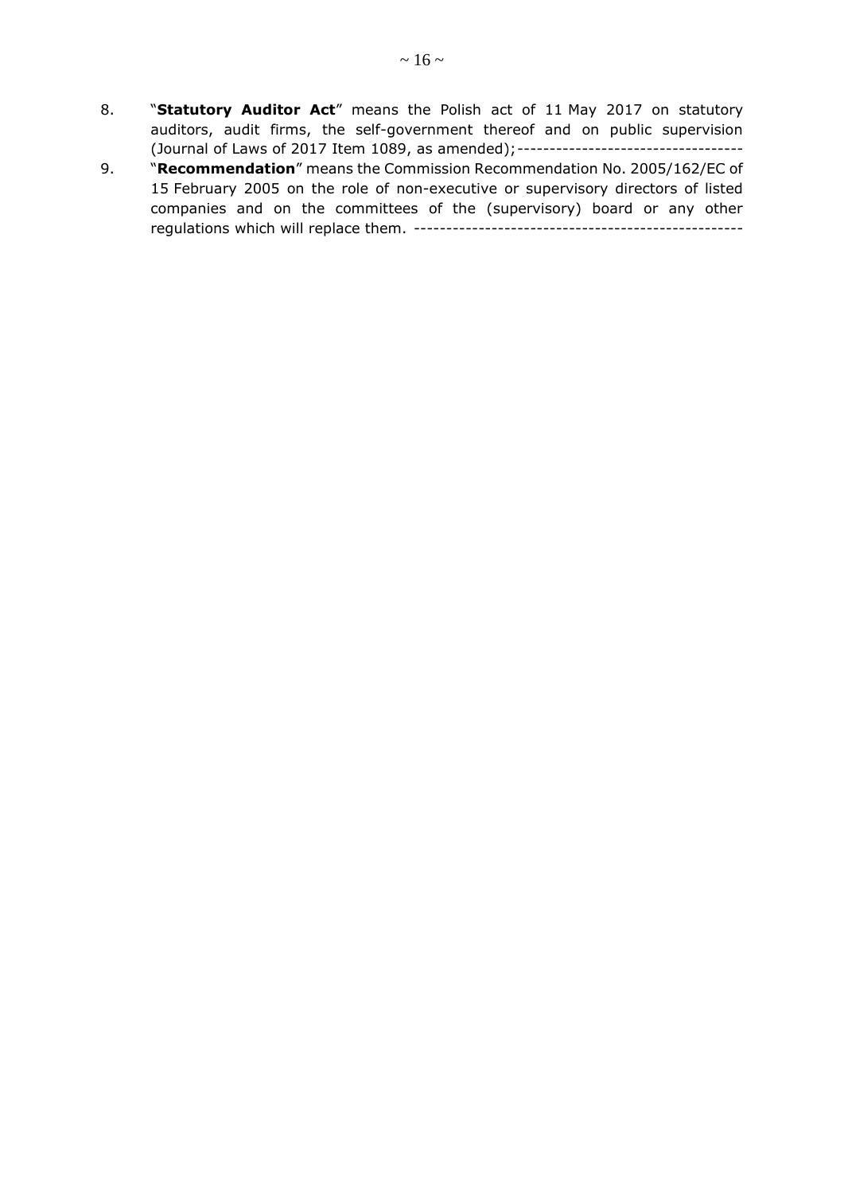8. "**Statutory Auditor Act**" means the Polish act of 11 May 2017 on statutory auditors, audit firms, the self-government thereof and on public supervision (Journal of Laws of 2017 Item 1089, as amended);----------------------------------
9. "**Recommendation**" means the Commission Recommendation No. 2005/162/EC of 15 February 2005 on the role of non-executive or supervisory directors of listed companies and on the committees of the (supervisory) board or any other regulations which will replace them. ---------------------------------------------------